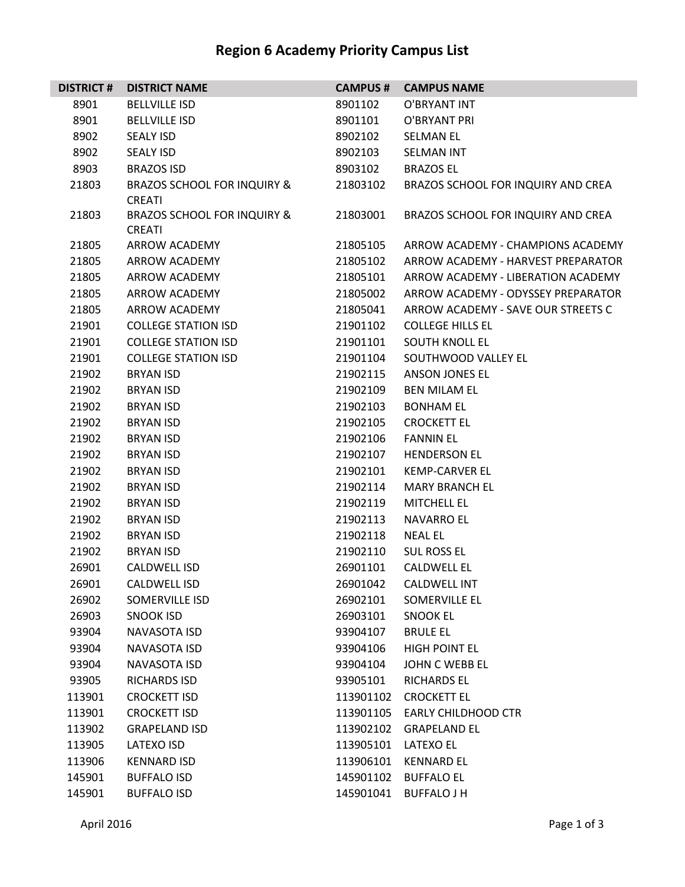# Region 6 Academy Priority Campus List

| DISTRICT # | DISTRICT NAME | CAMPUS # | CAMPUS NAME |
|---|---|---|---|
| 8901 | BELLVILLE ISD | 8901102 | O'BRYANT INT |
| 8901 | BELLVILLE ISD | 8901101 | O'BRYANT PRI |
| 8902 | SEALY ISD | 8902102 | SELMAN EL |
| 8902 | SEALY ISD | 8902103 | SELMAN INT |
| 8903 | BRAZOS ISD | 8903102 | BRAZOS EL |
| 21803 | BRAZOS SCHOOL FOR INQUIRY & CREATI | 21803102 | BRAZOS SCHOOL FOR INQUIRY AND CREA |
| 21803 | BRAZOS SCHOOL FOR INQUIRY & CREATI | 21803001 | BRAZOS SCHOOL FOR INQUIRY AND CREA |
| 21805 | ARROW ACADEMY | 21805105 | ARROW ACADEMY - CHAMPIONS ACADEMY |
| 21805 | ARROW ACADEMY | 21805102 | ARROW ACADEMY - HARVEST PREPARATOR |
| 21805 | ARROW ACADEMY | 21805101 | ARROW ACADEMY - LIBERATION ACADEMY |
| 21805 | ARROW ACADEMY | 21805002 | ARROW ACADEMY - ODYSSEY PREPARATOR |
| 21805 | ARROW ACADEMY | 21805041 | ARROW ACADEMY - SAVE OUR STREETS C |
| 21901 | COLLEGE STATION ISD | 21901102 | COLLEGE HILLS EL |
| 21901 | COLLEGE STATION ISD | 21901101 | SOUTH KNOLL EL |
| 21901 | COLLEGE STATION ISD | 21901104 | SOUTHWOOD VALLEY EL |
| 21902 | BRYAN ISD | 21902115 | ANSON JONES EL |
| 21902 | BRYAN ISD | 21902109 | BEN MILAM EL |
| 21902 | BRYAN ISD | 21902103 | BONHAM EL |
| 21902 | BRYAN ISD | 21902105 | CROCKETT EL |
| 21902 | BRYAN ISD | 21902106 | FANNIN EL |
| 21902 | BRYAN ISD | 21902107 | HENDERSON EL |
| 21902 | BRYAN ISD | 21902101 | KEMP-CARVER EL |
| 21902 | BRYAN ISD | 21902114 | MARY BRANCH EL |
| 21902 | BRYAN ISD | 21902119 | MITCHELL EL |
| 21902 | BRYAN ISD | 21902113 | NAVARRO EL |
| 21902 | BRYAN ISD | 21902118 | NEAL EL |
| 21902 | BRYAN ISD | 21902110 | SUL ROSS EL |
| 26901 | CALDWELL ISD | 26901101 | CALDWELL EL |
| 26901 | CALDWELL ISD | 26901042 | CALDWELL INT |
| 26902 | SOMERVILLE ISD | 26902101 | SOMERVILLE EL |
| 26903 | SNOOK ISD | 26903101 | SNOOK EL |
| 93904 | NAVASOTA ISD | 93904107 | BRULE EL |
| 93904 | NAVASOTA ISD | 93904106 | HIGH POINT EL |
| 93904 | NAVASOTA ISD | 93904104 | JOHN C WEBB EL |
| 93905 | RICHARDS ISD | 93905101 | RICHARDS EL |
| 113901 | CROCKETT ISD | 113901102 | CROCKETT EL |
| 113901 | CROCKETT ISD | 113901105 | EARLY CHILDHOOD CTR |
| 113902 | GRAPELAND ISD | 113902102 | GRAPELAND EL |
| 113905 | LATEXO ISD | 113905101 | LATEXO EL |
| 113906 | KENNARD ISD | 113906101 | KENNARD EL |
| 145901 | BUFFALO ISD | 145901102 | BUFFALO EL |
| 145901 | BUFFALO ISD | 145901041 | BUFFALO J H |

April 2016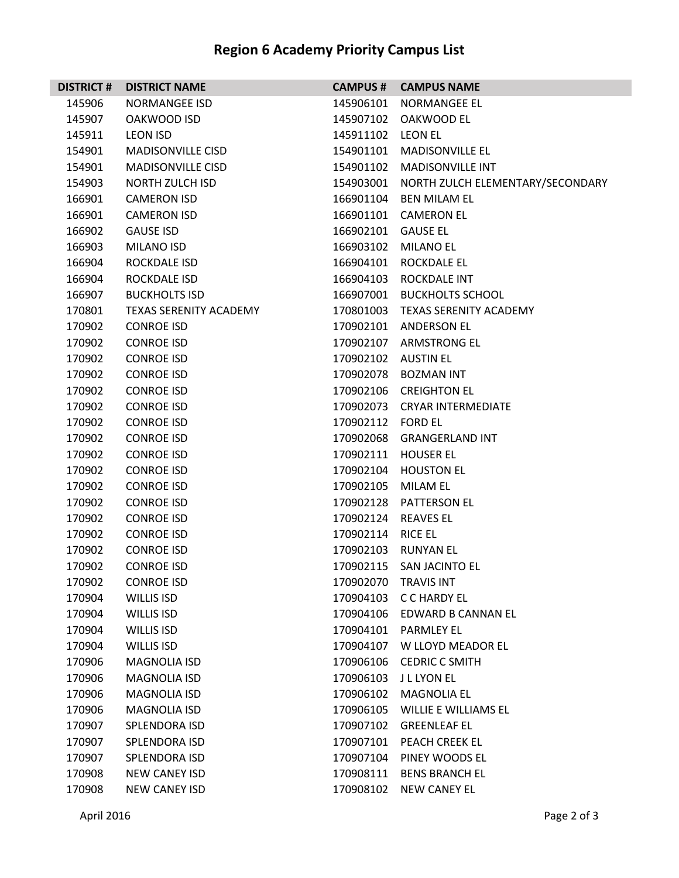# Region 6 Academy Priority Campus List

| DISTRICT # | DISTRICT NAME | CAMPUS # | CAMPUS NAME |
|---|---|---|---|
| 145906 | NORMANGEE ISD | 145906101 | NORMANGEE EL |
| 145907 | OAKWOOD ISD | 145907102 | OAKWOOD EL |
| 145911 | LEON ISD | 145911102 | LEON EL |
| 154901 | MADISONVILLE CISD | 154901101 | MADISONVILLE EL |
| 154901 | MADISONVILLE CISD | 154901102 | MADISONVILLE INT |
| 154903 | NORTH ZULCH ISD | 154903001 | NORTH ZULCH ELEMENTARY/SECONDARY |
| 166901 | CAMERON ISD | 166901104 | BEN MILAM EL |
| 166901 | CAMERON ISD | 166901101 | CAMERON EL |
| 166902 | GAUSE ISD | 166902101 | GAUSE EL |
| 166903 | MILANO ISD | 166903102 | MILANO EL |
| 166904 | ROCKDALE ISD | 166904101 | ROCKDALE EL |
| 166904 | ROCKDALE ISD | 166904103 | ROCKDALE INT |
| 166907 | BUCKHOLTS ISD | 166907001 | BUCKHOLTS SCHOOL |
| 170801 | TEXAS SERENITY ACADEMY | 170801003 | TEXAS SERENITY ACADEMY |
| 170902 | CONROE ISD | 170902101 | ANDERSON EL |
| 170902 | CONROE ISD | 170902107 | ARMSTRONG EL |
| 170902 | CONROE ISD | 170902102 | AUSTIN EL |
| 170902 | CONROE ISD | 170902078 | BOZMAN INT |
| 170902 | CONROE ISD | 170902106 | CREIGHTON EL |
| 170902 | CONROE ISD | 170902073 | CRYAR INTERMEDIATE |
| 170902 | CONROE ISD | 170902112 | FORD EL |
| 170902 | CONROE ISD | 170902068 | GRANGERLAND INT |
| 170902 | CONROE ISD | 170902111 | HOUSER EL |
| 170902 | CONROE ISD | 170902104 | HOUSTON EL |
| 170902 | CONROE ISD | 170902105 | MILAM EL |
| 170902 | CONROE ISD | 170902128 | PATTERSON EL |
| 170902 | CONROE ISD | 170902124 | REAVES EL |
| 170902 | CONROE ISD | 170902114 | RICE EL |
| 170902 | CONROE ISD | 170902103 | RUNYAN EL |
| 170902 | CONROE ISD | 170902115 | SAN JACINTO EL |
| 170902 | CONROE ISD | 170902070 | TRAVIS INT |
| 170904 | WILLIS ISD | 170904103 | C C HARDY EL |
| 170904 | WILLIS ISD | 170904106 | EDWARD B CANNAN EL |
| 170904 | WILLIS ISD | 170904101 | PARMLEY EL |
| 170904 | WILLIS ISD | 170904107 | W LLOYD MEADOR EL |
| 170906 | MAGNOLIA ISD | 170906106 | CEDRIC C SMITH |
| 170906 | MAGNOLIA ISD | 170906103 | J L LYON EL |
| 170906 | MAGNOLIA ISD | 170906102 | MAGNOLIA EL |
| 170906 | MAGNOLIA ISD | 170906105 | WILLIE E WILLIAMS EL |
| 170907 | SPLENDORA ISD | 170907102 | GREENLEAF EL |
| 170907 | SPLENDORA ISD | 170907101 | PEACH CREEK EL |
| 170907 | SPLENDORA ISD | 170907104 | PINEY WOODS EL |
| 170908 | NEW CANEY ISD | 170908111 | BENS BRANCH EL |
| 170908 | NEW CANEY ISD | 170908102 | NEW CANEY EL |

April 2016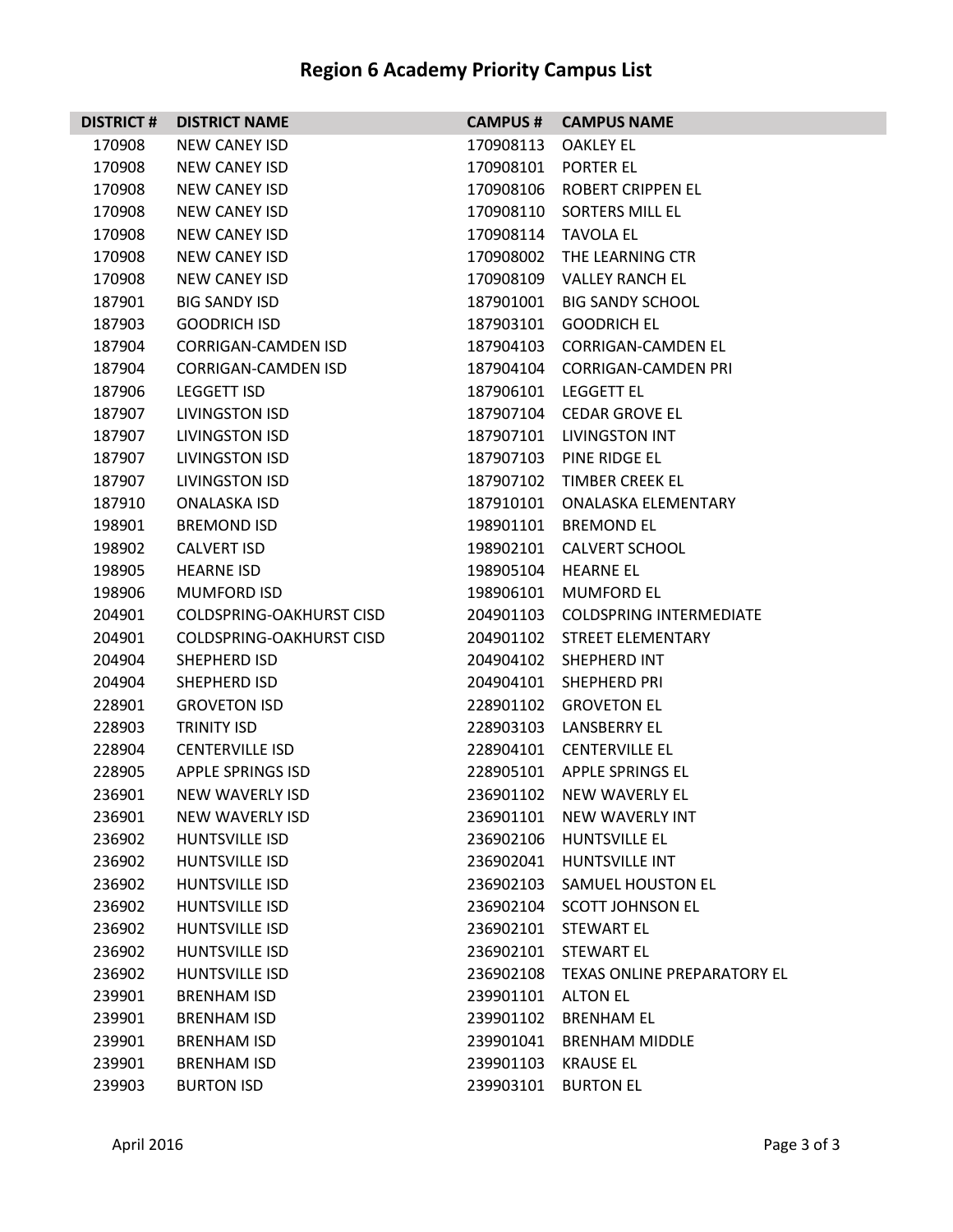# Region 6 Academy Priority Campus List

| DISTRICT # | DISTRICT NAME | CAMPUS # | CAMPUS NAME |
|---|---|---|---|
| 170908 | NEW CANEY ISD | 170908113 | OAKLEY EL |
| 170908 | NEW CANEY ISD | 170908101 | PORTER EL |
| 170908 | NEW CANEY ISD | 170908106 | ROBERT CRIPPEN EL |
| 170908 | NEW CANEY ISD | 170908110 | SORTERS MILL EL |
| 170908 | NEW CANEY ISD | 170908114 | TAVOLA EL |
| 170908 | NEW CANEY ISD | 170908002 | THE LEARNING CTR |
| 170908 | NEW CANEY ISD | 170908109 | VALLEY RANCH EL |
| 187901 | BIG SANDY ISD | 187901001 | BIG SANDY SCHOOL |
| 187903 | GOODRICH ISD | 187903101 | GOODRICH EL |
| 187904 | CORRIGAN-CAMDEN ISD | 187904103 | CORRIGAN-CAMDEN EL |
| 187904 | CORRIGAN-CAMDEN ISD | 187904104 | CORRIGAN-CAMDEN PRI |
| 187906 | LEGGETT ISD | 187906101 | LEGGETT EL |
| 187907 | LIVINGSTON ISD | 187907104 | CEDAR GROVE EL |
| 187907 | LIVINGSTON ISD | 187907101 | LIVINGSTON INT |
| 187907 | LIVINGSTON ISD | 187907103 | PINE RIDGE EL |
| 187907 | LIVINGSTON ISD | 187907102 | TIMBER CREEK EL |
| 187910 | ONALASKA ISD | 187910101 | ONALASKA ELEMENTARY |
| 198901 | BREMOND ISD | 198901101 | BREMOND EL |
| 198902 | CALVERT ISD | 198902101 | CALVERT SCHOOL |
| 198905 | HEARNE ISD | 198905104 | HEARNE EL |
| 198906 | MUMFORD ISD | 198906101 | MUMFORD EL |
| 204901 | COLDSPRING-OAKHURST CISD | 204901103 | COLDSPRING INTERMEDIATE |
| 204901 | COLDSPRING-OAKHURST CISD | 204901102 | STREET ELEMENTARY |
| 204904 | SHEPHERD ISD | 204904102 | SHEPHERD INT |
| 204904 | SHEPHERD ISD | 204904101 | SHEPHERD PRI |
| 228901 | GROVETON ISD | 228901102 | GROVETON EL |
| 228903 | TRINITY ISD | 228903103 | LANSBERRY EL |
| 228904 | CENTERVILLE ISD | 228904101 | CENTERVILLE EL |
| 228905 | APPLE SPRINGS ISD | 228905101 | APPLE SPRINGS EL |
| 236901 | NEW WAVERLY ISD | 236901102 | NEW WAVERLY EL |
| 236901 | NEW WAVERLY ISD | 236901101 | NEW WAVERLY INT |
| 236902 | HUNTSVILLE ISD | 236902106 | HUNTSVILLE EL |
| 236902 | HUNTSVILLE ISD | 236902041 | HUNTSVILLE INT |
| 236902 | HUNTSVILLE ISD | 236902103 | SAMUEL HOUSTON EL |
| 236902 | HUNTSVILLE ISD | 236902104 | SCOTT JOHNSON EL |
| 236902 | HUNTSVILLE ISD | 236902101 | STEWART EL |
| 236902 | HUNTSVILLE ISD | 236902101 | STEWART EL |
| 236902 | HUNTSVILLE ISD | 236902108 | TEXAS ONLINE PREPARATORY EL |
| 239901 | BRENHAM ISD | 239901101 | ALTON EL |
| 239901 | BRENHAM ISD | 239901102 | BRENHAM EL |
| 239901 | BRENHAM ISD | 239901041 | BRENHAM MIDDLE |
| 239901 | BRENHAM ISD | 239901103 | KRAUSE EL |
| 239903 | BURTON ISD | 239903101 | BURTON EL |

April 2016